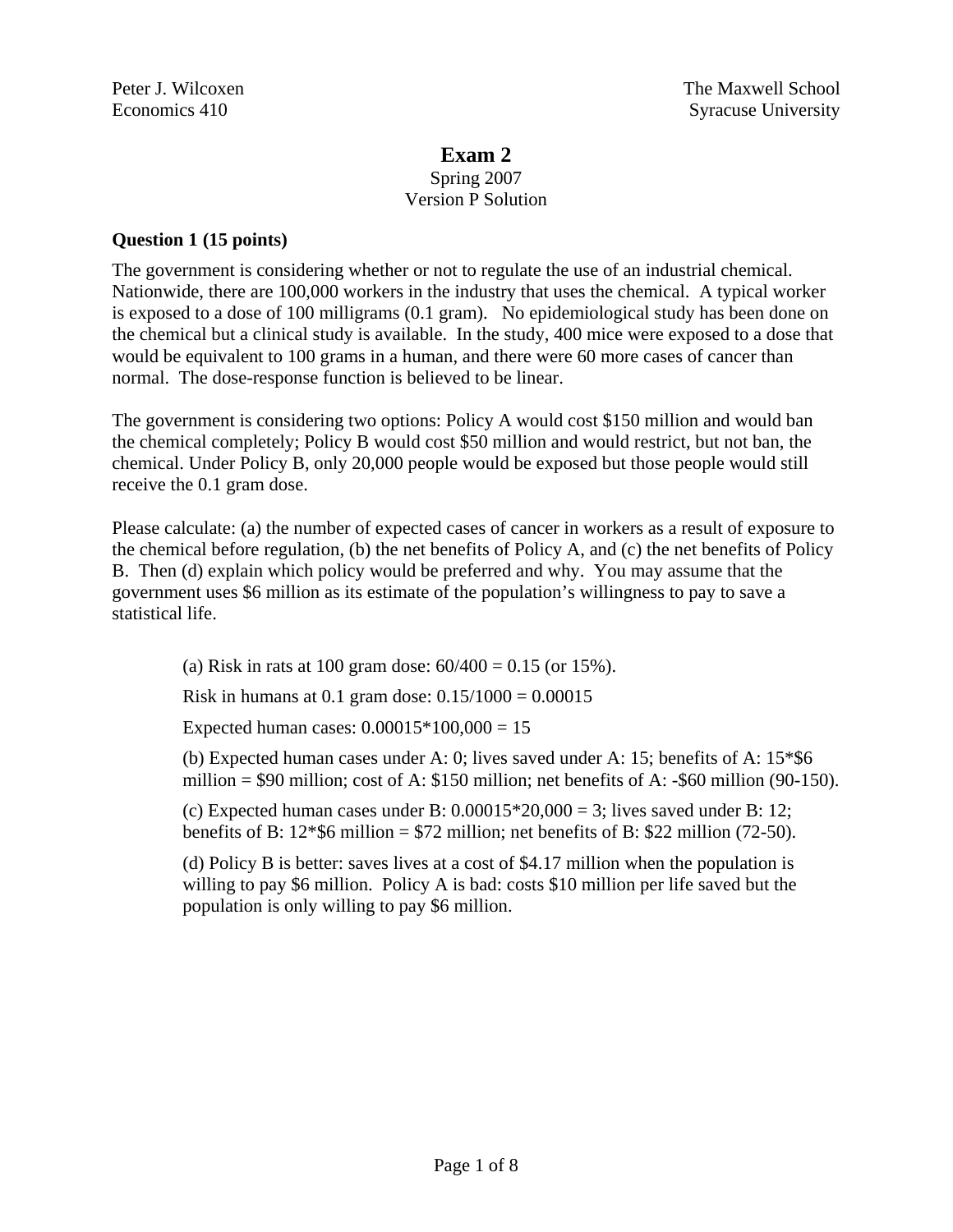Peter J. Wilcoxen
Economics 410

The Maxwell School
Syracuse University

# Exam 2

Spring 2007
Version P Solution

**Question 1 (15 points)**

The government is considering whether or not to regulate the use of an industrial chemical. Nationwide, there are 100,000 workers in the industry that uses the chemical. A typical worker is exposed to a dose of 100 milligrams (0.1 gram). No epidemiological study has been done on the chemical but a clinical study is available. In the study, 400 mice were exposed to a dose that would be equivalent to 100 grams in a human, and there were 60 more cases of cancer than normal. The dose-response function is believed to be linear.

The government is considering two options: Policy A would cost $150 million and would ban the chemical completely; Policy B would cost $50 million and would restrict, but not ban, the chemical. Under Policy B, only 20,000 people would be exposed but those people would still receive the 0.1 gram dose.

Please calculate: (a) the number of expected cases of cancer in workers as a result of exposure to the chemical before regulation, (b) the net benefits of Policy A, and (c) the net benefits of Policy B. Then (d) explain which policy would be preferred and why. You may assume that the government uses $6 million as its estimate of the population's willingness to pay to save a statistical life.

> (a) Risk in rats at 100 gram dose: 60/400 = 0.15 (or 15%).
>
> Risk in humans at 0.1 gram dose: 0.15/1000 = 0.00015
>
> Expected human cases: 0.00015*100,000 = 15
>
> (b) Expected human cases under A: 0; lives saved under A: 15; benefits of A: 15*$6 million = $90 million; cost of A: $150 million; net benefits of A: -$60 million (90-150).
>
> (c) Expected human cases under B: 0.00015*20,000 = 3; lives saved under B: 12; benefits of B: 12*$6 million = $72 million; net benefits of B: $22 million (72-50).
>
> (d) Policy B is better: saves lives at a cost of $4.17 million when the population is willing to pay $6 million. Policy A is bad: costs $10 million per life saved but the population is only willing to pay $6 million.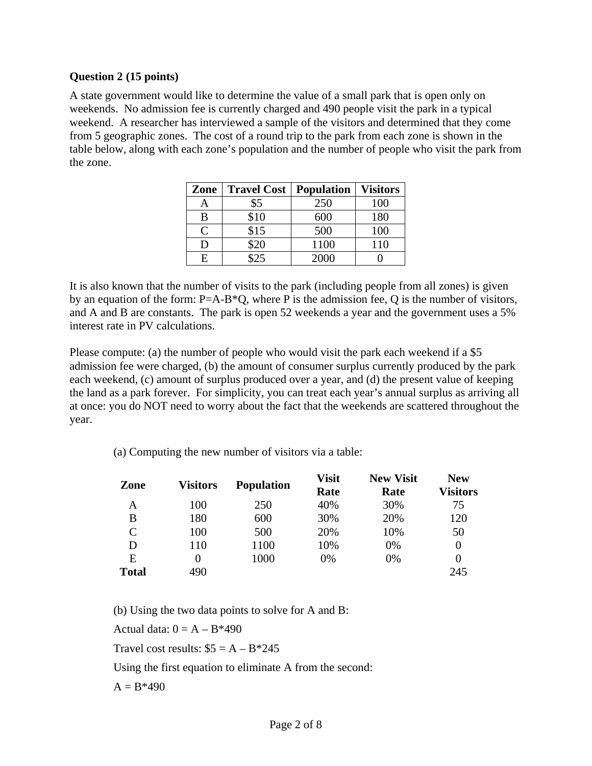**Question 2 (15 points)**

A state government would like to determine the value of a small park that is open only on weekends. No admission fee is currently charged and 490 people visit the park in a typical weekend. A researcher has interviewed a sample of the visitors and determined that they come from 5 geographic zones. The cost of a round trip to the park from each zone is shown in the table below, along with each zone's population and the number of people who visit the park from the zone.

| Zone | Travel Cost | Population | Visitors |
|---|---|---|---|
| A | $5 | 250 | 100 |
| B | $10 | 600 | 180 |
| C | $15 | 500 | 100 |
| D | $20 | 1100 | 110 |
| E | $25 | 2000 | 0 |

It is also known that the number of visits to the park (including people from all zones) is given by an equation of the form: $P=A-B*Q$, where P is the admission fee, Q is the number of visitors, and A and B are constants. The park is open 52 weekends a year and the government uses a 5% interest rate in PV calculations.

Please compute: (a) the number of people who would visit the park each weekend if a $5 admission fee were charged, (b) the amount of consumer surplus currently produced by the park each weekend, (c) amount of surplus produced over a year, and (d) the present value of keeping the land as a park forever. For simplicity, you can treat each year's annual surplus as arriving all at once: you do NOT need to worry about the fact that the weekends are scattered throughout the year.

(a) Computing the new number of visitors via a table:

| Zone | Visitors | Population | Visit Rate | New Visit Rate | New Visitors |
|---|---|---|---|---|---|
| A | 100 | 250 | 40% | 30% | 75 |
| B | 180 | 600 | 30% | 20% | 120 |
| C | 100 | 500 | 20% | 10% | 50 |
| D | 110 | 1100 | 10% | 0% | 0 |
| E | 0 | 1000 | 0% | 0% | 0 |
| **Total** | 490 | | | | 245 |

(b) Using the two data points to solve for A and B:

Actual data: $0 = A - B*490$

Travel cost results: $\$5 = A - B*245$

Using the first equation to eliminate A from the second:

$A = B*490$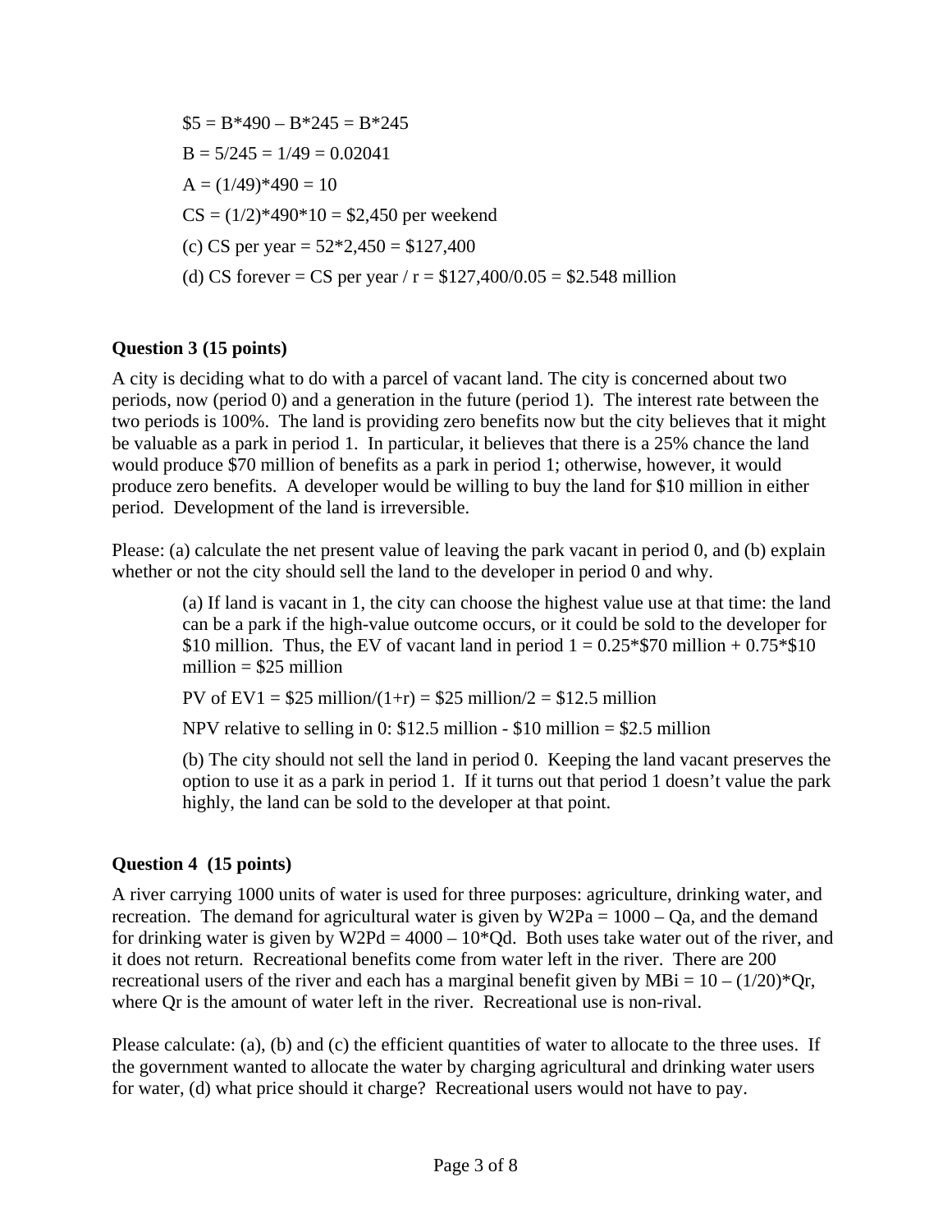$\$5 = B*490 – B*245 = B*245$

$B = 5/245 = 1/49 = 0.02041$

$A = (1/49)*490 = 10$

$CS = (1/2)*490*10 = \$2,450$ per weekend

(c) CS per year = $52*2,450 = \$127,400$

(d) CS forever = CS per year / r = $\$127,400/0.05 = \$2.548$ million

**Question 3 (15 points)**

A city is deciding what to do with a parcel of vacant land. The city is concerned about two periods, now (period 0) and a generation in the future (period 1). The interest rate between the two periods is 100%. The land is providing zero benefits now but the city believes that it might be valuable as a park in period 1. In particular, it believes that there is a 25% chance the land would produce $70 million of benefits as a park in period 1; otherwise, however, it would produce zero benefits. A developer would be willing to buy the land for $10 million in either period. Development of the land is irreversible.

Please: (a) calculate the net present value of leaving the park vacant in period 0, and (b) explain whether or not the city should sell the land to the developer in period 0 and why.

(a) If land is vacant in 1, the city can choose the highest value use at that time: the land can be a park if the high-value outcome occurs, or it could be sold to the developer for $10 million. Thus, the EV of vacant land in period 1 = 0.25*$70 million + 0.75*$10 million = $25 million

PV of EV1 = $25 million/(1+r) = $25 million/2 = $12.5 million

NPV relative to selling in 0: $12.5 million - $10 million = $2.5 million

(b) The city should not sell the land in period 0. Keeping the land vacant preserves the option to use it as a park in period 1. If it turns out that period 1 doesn't value the park highly, the land can be sold to the developer at that point.

**Question 4 (15 points)**

A river carrying 1000 units of water is used for three purposes: agriculture, drinking water, and recreation. The demand for agricultural water is given by $W2Pa = 1000 – Qa$, and the demand for drinking water is given by $W2Pd = 4000 – 10*Qd$. Both uses take water out of the river, and it does not return. Recreational benefits come from water left in the river. There are 200 recreational users of the river and each has a marginal benefit given by $MBi = 10 – (1/20)*Qr$, where Qr is the amount of water left in the river. Recreational use is non-rival.

Please calculate: (a), (b) and (c) the efficient quantities of water to allocate to the three uses. If the government wanted to allocate the water by charging agricultural and drinking water users for water, (d) what price should it charge? Recreational users would not have to pay.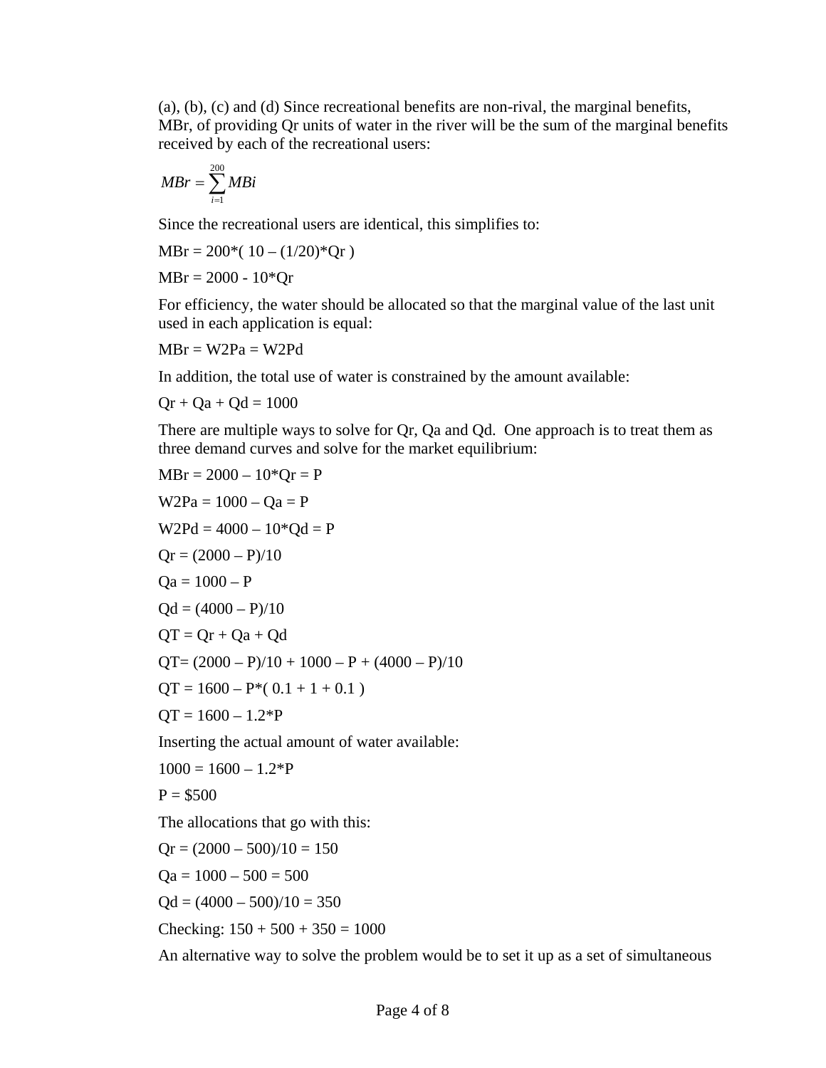(a), (b), (c) and (d) Since recreational benefits are non-rival, the marginal benefits, MBr, of providing Qr units of water in the river will be the sum of the marginal benefits received by each of the recreational users:

$$MBr = \sum_{i=1}^{200} MBi$$

Since the recreational users are identical, this simplifies to:

$MBr = 200*( 10 – (1/20)*Qr )$

$MBr = 2000 - 10*Qr$

For efficiency, the water should be allocated so that the marginal value of the last unit used in each application is equal:

$MBr = W2Pa = W2Pd$

In addition, the total use of water is constrained by the amount available:

$Qr + Qa + Qd = 1000$

There are multiple ways to solve for Qr, Qa and Qd. One approach is to treat them as three demand curves and solve for the market equilibrium:

$MBr = 2000 – 10*Qr = P$

$W2Pa = 1000 – Qa = P$

$W2Pd = 4000 – 10*Qd = P$

$Qr = (2000 – P)/10$

$Qa = 1000 – P$

$Qd = (4000 – P)/10$

$QT = Qr + Qa + Qd$

$QT= (2000 – P)/10 + 1000 – P + (4000 – P)/10$

$QT = 1600 – P*( 0.1 + 1 + 0.1 )$

$QT = 1600 – 1.2*P$

Inserting the actual amount of water available:

$1000 = 1600 – 1.2*P$

P = \$500

The allocations that go with this:

$Qr = (2000 – 500)/10 = 150$

$Qa = 1000 – 500 = 500$

$Qd = (4000 – 500)/10 = 350$

Checking: $150 + 500 + 350 = 1000$

An alternative way to solve the problem would be to set it up as a set of simultaneous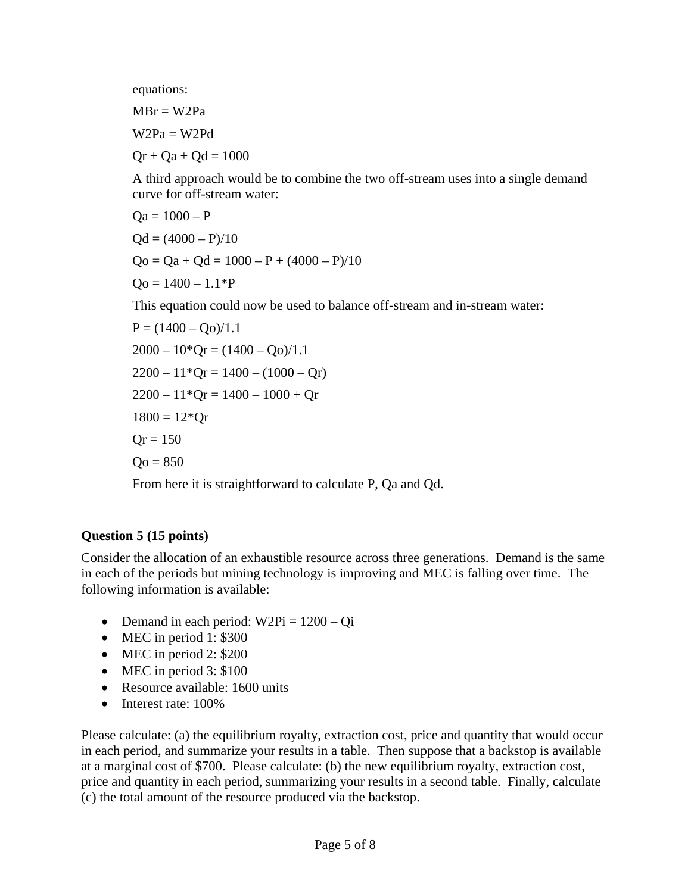equations:

$MBr = W2Pa$

$W2Pa = W2Pd$

$Qr + Qa + Qd = 1000$

A third approach would be to combine the two off-stream uses into a single demand curve for off-stream water:

$Qa = 1000 – P$

$Qd = (4000 – P)/10$

$Qo = Qa + Qd = 1000 – P + (4000 – P)/10$

$Qo = 1400 – 1.1*P$

This equation could now be used to balance off-stream and in-stream water:

$P = (1400 – Qo)/1.1$

$2000 – 10*Qr = (1400 – Qo)/1.1$

$2200 – 11*Qr = 1400 – (1000 – Qr)$

$2200 – 11*Qr = 1400 – 1000 + Qr$

$1800 = 12*Qr$

$Qr = 150$

$Qo = 850$

From here it is straightforward to calculate P, Qa and Qd.

**Question 5 (15 points)**

Consider the allocation of an exhaustible resource across three generations. Demand is the same in each of the periods but mining technology is improving and MEC is falling over time. The following information is available:

- Demand in each period: $W2Pi = 1200 – Qi$
- MEC in period 1: \$300
- MEC in period 2: \$200
- MEC in period 3: \$100
- Resource available: 1600 units
- Interest rate: 100%

Please calculate: (a) the equilibrium royalty, extraction cost, price and quantity that would occur in each period, and summarize your results in a table. Then suppose that a backstop is available at a marginal cost of \$700. Please calculate: (b) the new equilibrium royalty, extraction cost, price and quantity in each period, summarizing your results in a second table. Finally, calculate (c) the total amount of the resource produced via the backstop.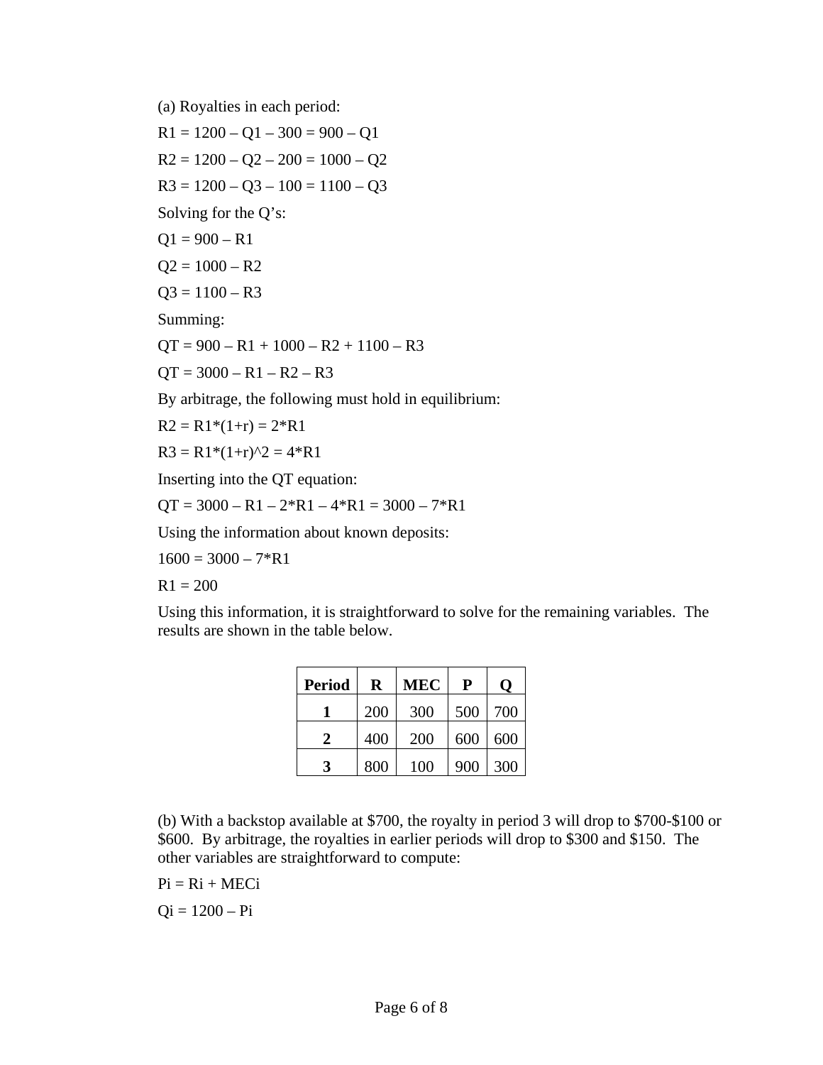(a) Royalties in each period:

$R1 = 1200 – Q1 – 300 = 900 – Q1$

$R2 = 1200 – Q2 – 200 = 1000 – Q2$

$R3 = 1200 – Q3 – 100 = 1100 – Q3$

Solving for the Q's:

$Q1 = 900 – R1$

$Q2 = 1000 – R2$

$Q3 = 1100 – R3$

Summing:

$QT = 900 – R1 + 1000 – R2 + 1100 – R3$

$QT = 3000 – R1 – R2 – R3$

By arbitrage, the following must hold in equilibrium:

$R2 = R1*(1+r) = 2*R1$

$R3 = R1*(1+r)^2 = 4*R1$

Inserting into the QT equation:

$QT = 3000 – R1 – 2*R1 – 4*R1 = 3000 – 7*R1$

Using the information about known deposits:

$1600 = 3000 – 7*R1$

$R1 = 200$

Using this information, it is straightforward to solve for the remaining variables. The results are shown in the table below.

| Period | R | MEC | P | Q |
|---|---|---|---|---|
| **1** | 200 | 300 | 500 | 700 |
| **2** | 400 | 200 | 600 | 600 |
| **3** | 800 | 100 | 900 | 300 |

(b) With a backstop available at $700, the royalty in period 3 will drop to $700-$100 or $600. By arbitrage, the royalties in earlier periods will drop to $300 and $150. The other variables are straightforward to compute:

$Pi = Ri + MECi$

$Qi = 1200 – Pi$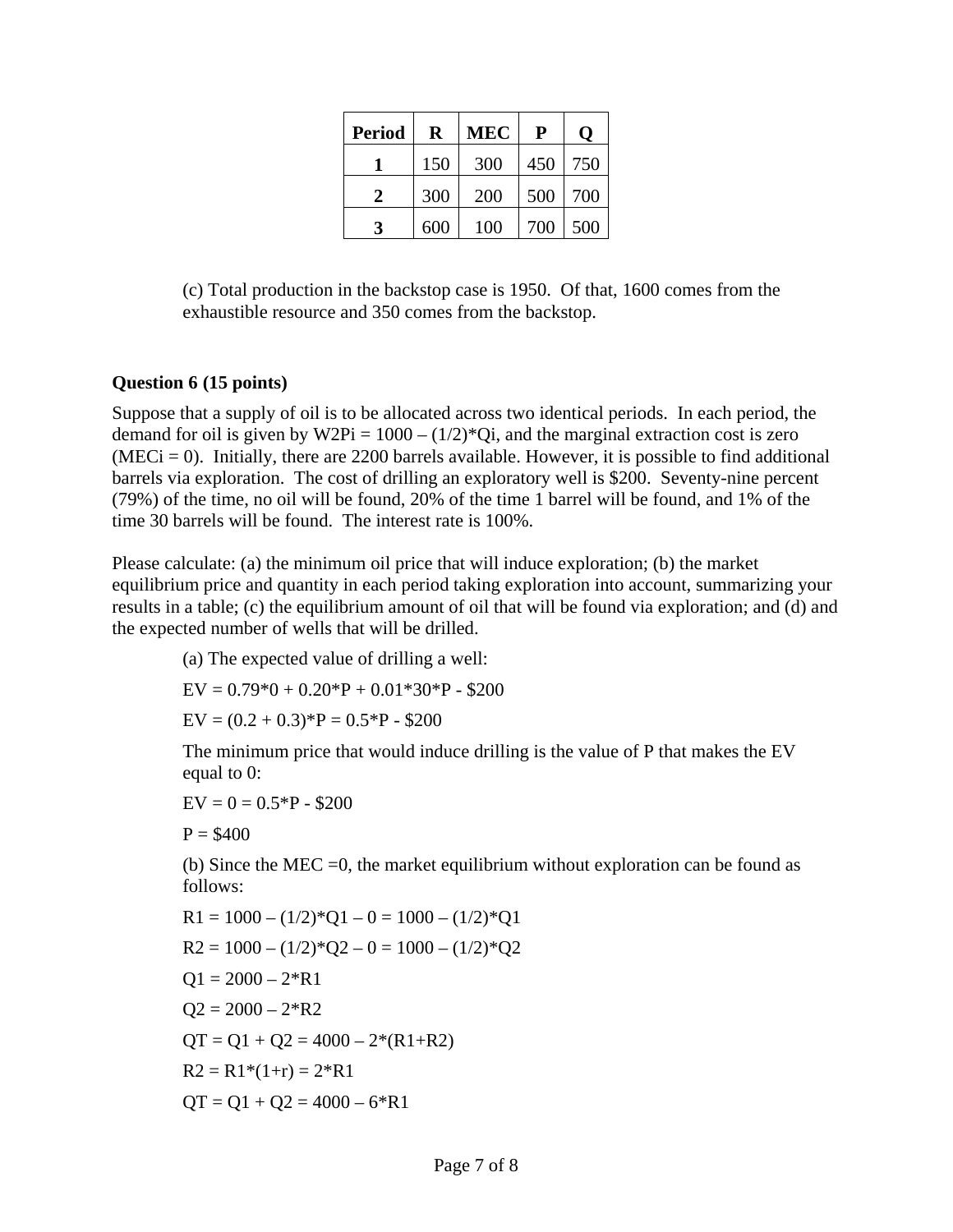| Period | R | MEC | P | Q |
|---|---|---|---|---|
| **1** | 150 | 300 | 450 | 750 |
| **2** | 300 | 200 | 500 | 700 |
| **3** | 600 | 100 | 700 | 500 |

(c) Total production in the backstop case is 1950. Of that, 1600 comes from the exhaustible resource and 350 comes from the backstop.

**Question 6 (15 points)**

Suppose that a supply of oil is to be allocated across two identical periods. In each period, the demand for oil is given by W2Pi = 1000 – (1/2)*Qi, and the marginal extraction cost is zero (MECi = 0). Initially, there are 2200 barrels available. However, it is possible to find additional barrels via exploration. The cost of drilling an exploratory well is \$200. Seventy-nine percent (79%) of the time, no oil will be found, 20% of the time 1 barrel will be found, and 1% of the time 30 barrels will be found. The interest rate is 100%.

Please calculate: (a) the minimum oil price that will induce exploration; (b) the market equilibrium price and quantity in each period taking exploration into account, summarizing your results in a table; (c) the equilibrium amount of oil that will be found via exploration; and (d) and the expected number of wells that will be drilled.

(a) The expected value of drilling a well:

EV = 0.79*0 + 0.20*P + 0.01*30*P - \$200

EV = (0.2 + 0.3)*P = 0.5*P - \$200

The minimum price that would induce drilling is the value of P that makes the EV equal to 0:

EV = 0 = 0.5*P - \$200

P = \$400

(b) Since the MEC =0, the market equilibrium without exploration can be found as follows:

R1 = 1000 – (1/2)*Q1 – 0 = 1000 – (1/2)*Q1

R2 = 1000 – (1/2)*Q2 – 0 = 1000 – (1/2)*Q2

Q1 = 2000 – 2*R1

Q2 = 2000 – 2*R2

QT = Q1 + Q2 = 4000 – 2*(R1+R2)

R2 = R1*(1+r) = 2*R1

QT = Q1 + Q2 = 4000 – 6*R1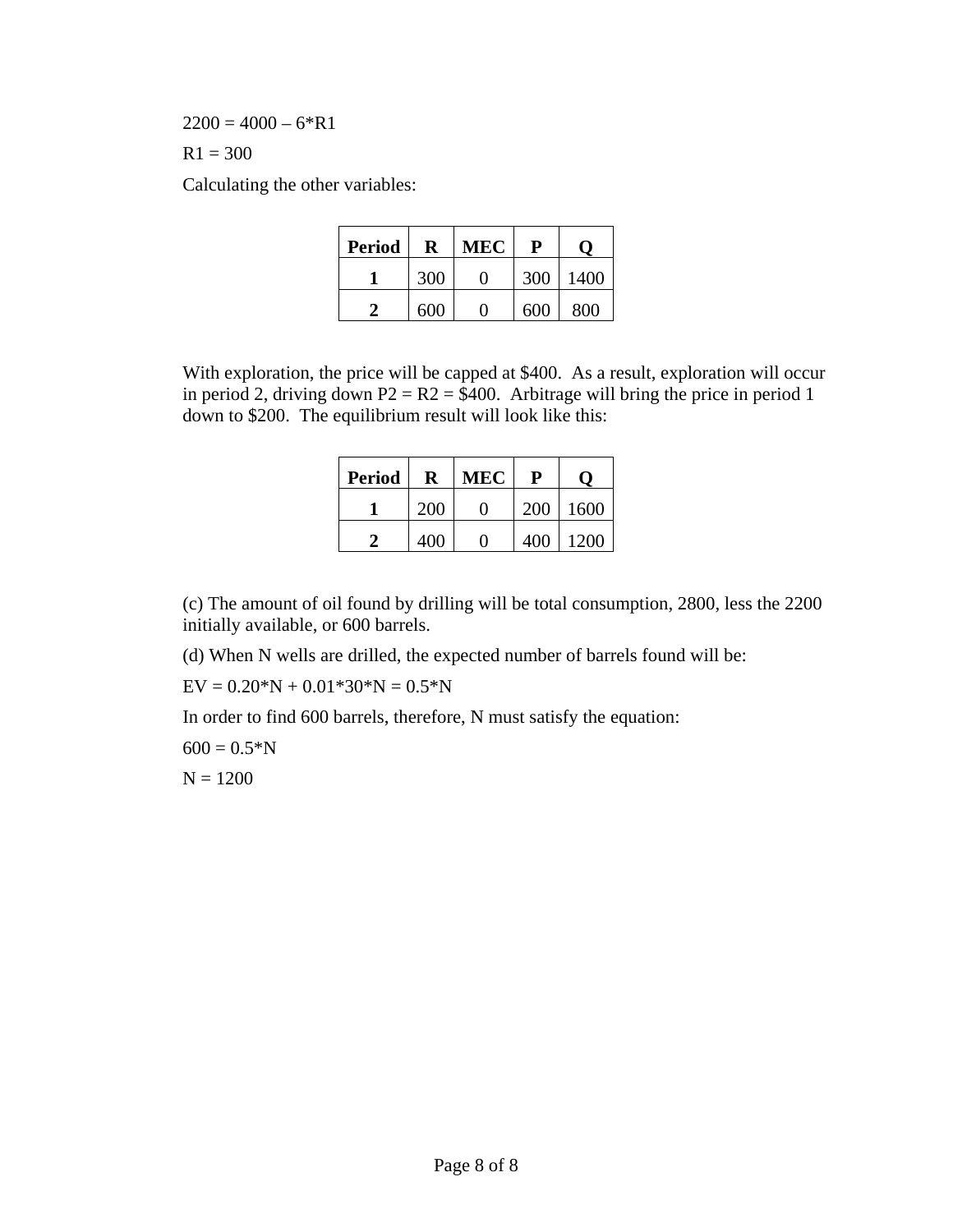$2200 = 4000 - 6*R1$

$R1 = 300$

Calculating the other variables:

| Period | R | MEC | P | Q |
|---|---|---|---|---|
| 1 | 300 | 0 | 300 | 1400 |
| 2 | 600 | 0 | 600 | 800 |

With exploration, the price will be capped at $400. As a result, exploration will occur in period 2, driving down P2 = R2 = $400. Arbitrage will bring the price in period 1 down to $200. The equilibrium result will look like this:

| Period | R | MEC | P | Q |
|---|---|---|---|---|
| 1 | 200 | 0 | 200 | 1600 |
| 2 | 400 | 0 | 400 | 1200 |

(c) The amount of oil found by drilling will be total consumption, 2800, less the 2200 initially available, or 600 barrels.

(d) When N wells are drilled, the expected number of barrels found will be:

$EV = 0.20*N + 0.01*30*N = 0.5*N$

In order to find 600 barrels, therefore, N must satisfy the equation:

$600 = 0.5*N$

$N = 1200$